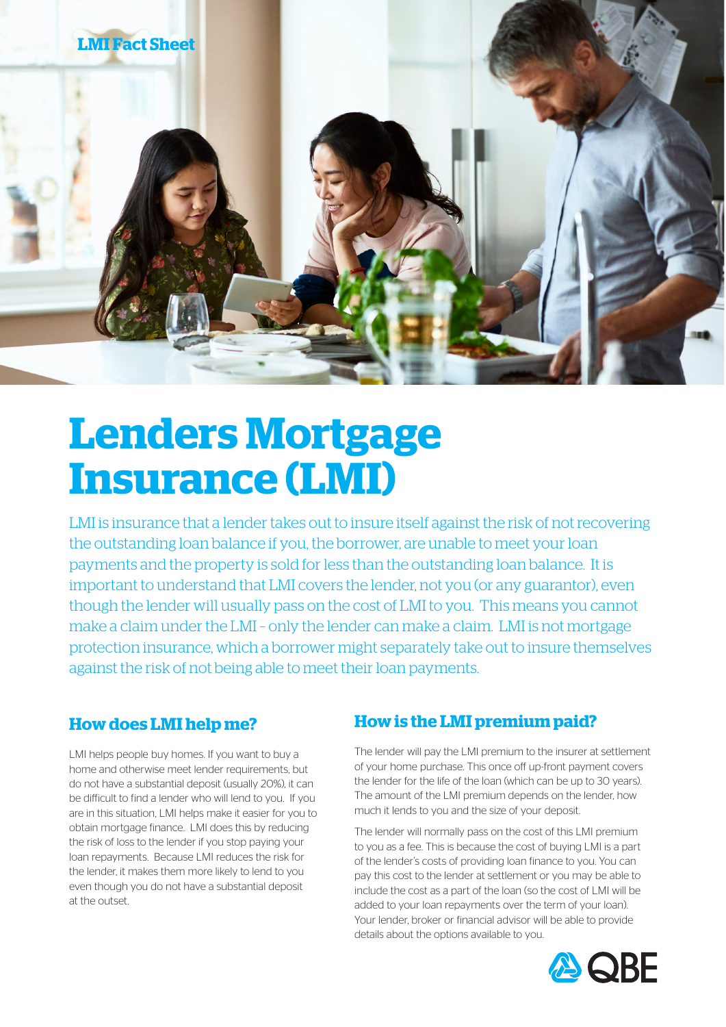LMI Fact Sheet

# Lenders Mortgage Insurance (LMI)

LMI is insurance that a lender takes out to insure itself against the risk of not recovering the outstanding loan balance if you, the borrower, are unable to meet your loan payments and the property is sold for less than the outstanding loan balance. It is important to understand that LMI covers the lender, not you (or any guarantor), even though the lender will usually pass on the cost of LMI to you. This means you cannot make a claim under the LMI – only the lender can make a claim. LMI is not mortgage protection insurance, which a borrower might separately take out to insure themselves against the risk of not being able to meet their loan payments.

## How does LMI help me?

LMI helps people buy homes. If you want to buy a home and otherwise meet lender requirements, but do not have a substantial deposit (usually 20%), it can be difficult to find a lender who will lend to you. If you are in this situation, LMI helps make it easier for you to obtain mortgage finance. LMI does this by reducing the risk of loss to the lender if you stop paying your loan repayments. Because LMI reduces the risk for the lender, it makes them more likely to lend to you even though you do not have a substantial deposit at the outset.

## How is the LMI premium paid?

The lender will pay the LMI premium to the insurer at settlement of your home purchase. This once off up-front payment covers the lender for the life of the loan (which can be up to 30 years). The amount of the LMI premium depends on the lender, how much it lends to you and the size of your deposit.

The lender will normally pass on the cost of this LMI premium to you as a fee. This is because the cost of buying LMI is a part of the lender's costs of providing loan finance to you. You can pay this cost to the lender at settlement or you may be able to include the cost as a part of the loan (so the cost of LMI will be added to your loan repayments over the term of your loan). Your lender, broker or financial advisor will be able to provide details about the options available to you.

QBE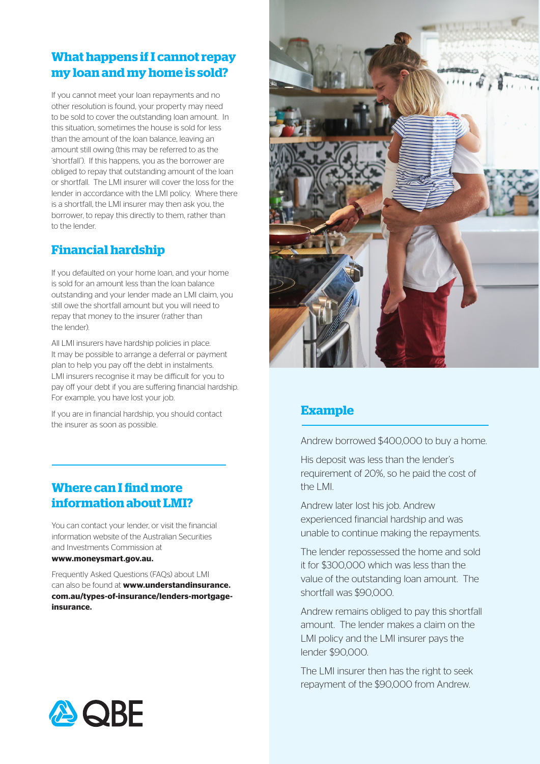## What happens if I cannot repay my loan and my home is sold?

If you cannot meet your loan repayments and no other resolution is found, your property may need to be sold to cover the outstanding loan amount. In this situation, sometimes the house is sold for less than the amount of the loan balance, leaving an amount still owing (this may be referred to as the 'shortfall'). If this happens, you as the borrower are obliged to repay that outstanding amount of the loan or shortfall. The LMI insurer will cover the loss for the lender in accordance with the LMI policy. Where there is a shortfall, the LMI insurer may then ask you, the borrower, to repay this directly to them, rather than to the lender.

## Financial hardship

If you defaulted on your home loan, and your home is sold for an amount less than the loan balance outstanding and your lender made an LMI claim, you still owe the shortfall amount but you will need to repay that money to the insurer (rather than the lender).

All LMI insurers have hardship policies in place. It may be possible to arrange a deferral or payment plan to help you pay off the debt in instalments. LMI insurers recognise it may be difficult for you to pay off your debt if you are suffering financial hardship. For example, you have lost your job.

If you are in financial hardship, you should contact the insurer as soon as possible.

## Where can I find more information about LMI?

You can contact your lender, or visit the financial information website of the Australian Securities and Investments Commission at **www.moneysmart.gov.au.**

Frequently Asked Questions (FAQs) about LMI can also be found at **www.understandinsurance.com.au/types-of-insurance/lenders-mortgage-insurance.**

## Example

Andrew borrowed $400,000 to buy a home.

His deposit was less than the lender's requirement of 20%, so he paid the cost of the LMI.

Andrew later lost his job. Andrew experienced financial hardship and was unable to continue making the repayments.

The lender repossessed the home and sold it for $300,000 which was less than the value of the outstanding loan amount. The shortfall was $90,000.

Andrew remains obliged to pay this shortfall amount. The lender makes a claim on the LMI policy and the LMI insurer pays the lender $90,000.

The LMI insurer then has the right to seek repayment of the $90,000 from Andrew.

QBE